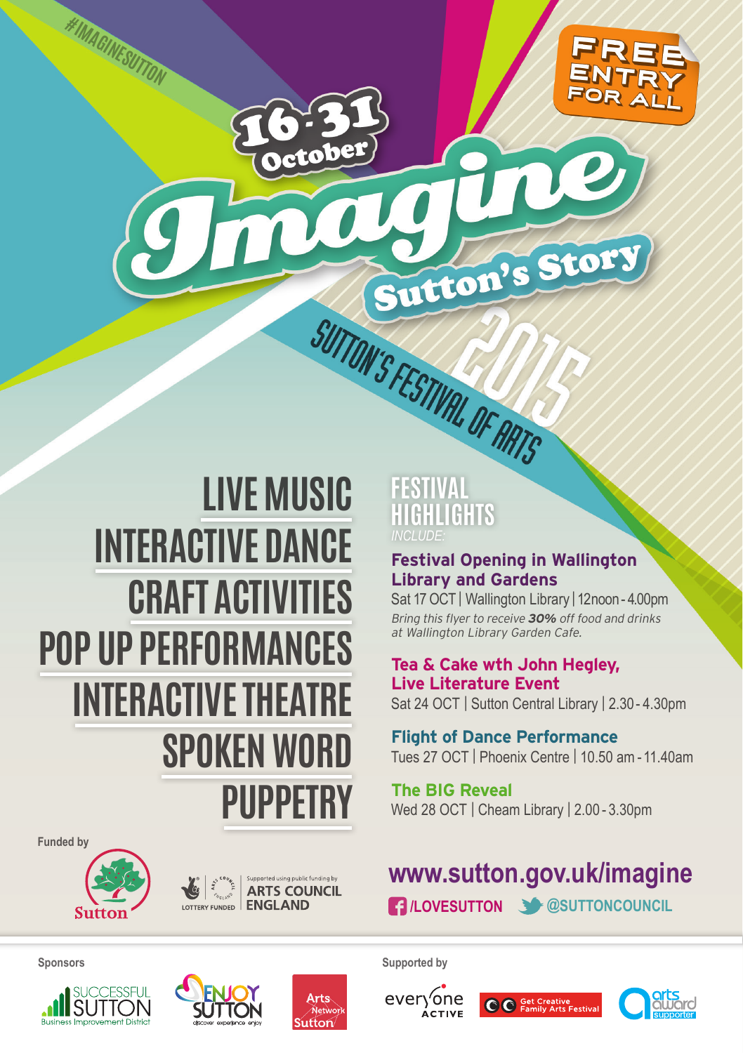#IMAGINESUTTON

FREE ENTRY FOR ALL

16-31 October

# Imagine

## Sutton's Story

SUTTON'S FESTIVAL OF ARTS 2015

LIVE MUSIC
INTERACTIVE DANCE
CRAFT ACTIVITIES
POP UP PERFORMANCES
INTERACTIVE THEATRE
SPOKEN WORD
PUPPETRY

## FESTIVAL HIGHLIGHTS

*INCLUDE:*

### Festival Opening in Wallington Library and Gardens

Sat 17 OCT | Wallington Library | 12noon - 4.00pm

*Bring this flyer to receive **30%** off food and drinks at Wallington Library Garden Cafe.*

### Tea & Cake wth John Hegley, Live Literature Event

Sat 24 OCT | Sutton Central Library | 2.30 - 4.30pm

### Flight of Dance Performance

Tues 27 OCT | Phoenix Centre | 10.50 am - 11.40am

### The BIG Reveal

Wed 28 OCT | Cheam Library | 2.00 - 3.30pm

Funded by

Sutton

LOTTERY FUNDED | Supported using public funding by ARTS COUNCIL ENGLAND

**www.sutton.gov.uk/imagine**

/LOVESUTTON @SUTTONCOUNCIL

Sponsors

SUCCESSFUL SUTTON Business Improvement District

ENJOY SUTTON discover experience enjoy

Arts Network Sutton

Supported by

everyone ACTIVE

Get Creative Family Arts Festival

arts award supporter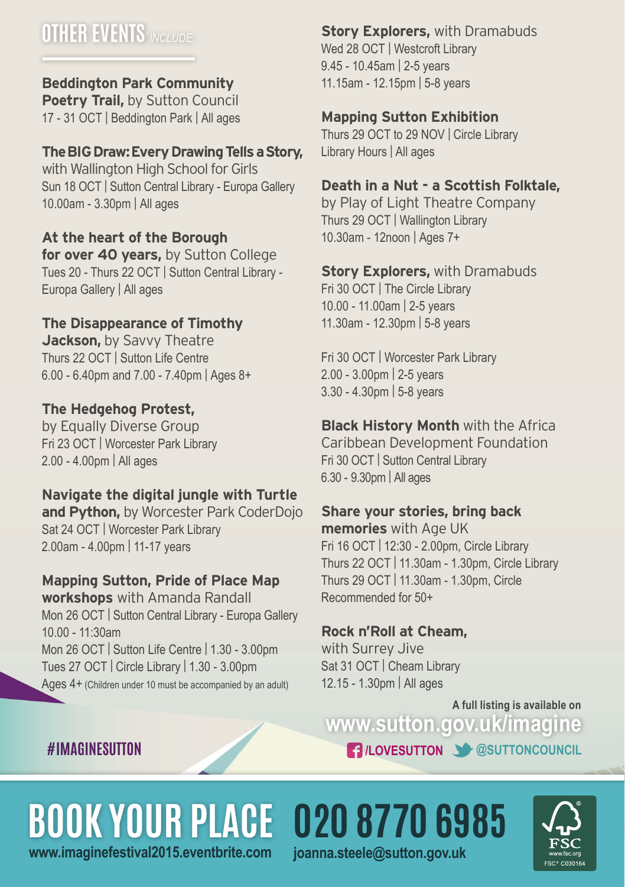## OTHER EVENTS *INCLUDE:*

**Beddington Park Community Poetry Trail,** by Sutton Council
17 - 31 OCT | Beddington Park | All ages

**The BIG Draw: Every Drawing Tells a Story,** with Wallington High School for Girls
Sun 18 OCT | Sutton Central Library - Europa Gallery
10.00am - 3.30pm | All ages

**At the heart of the Borough for over 40 years,** by Sutton College
Tues 20 - Thurs 22 OCT | Sutton Central Library - Europa Gallery | All ages

**The Disappearance of Timothy Jackson,** by Savvy Theatre
Thurs 22 OCT | Sutton Life Centre
6.00 - 6.40pm and 7.00 - 7.40pm | Ages 8+

**The Hedgehog Protest,** by Equally Diverse Group
Fri 23 OCT | Worcester Park Library
2.00 - 4.00pm | All ages

**Navigate the digital jungle with Turtle and Python,** by Worcester Park CoderDojo
Sat 24 OCT | Worcester Park Library
2.00am - 4.00pm | 11-17 years

**Mapping Sutton, Pride of Place Map workshops** with Amanda Randall
Mon 26 OCT | Sutton Central Library - Europa Gallery
10.00 - 11:30am
Mon 26 OCT | Sutton Life Centre | 1.30 - 3.00pm
Tues 27 OCT | Circle Library | 1.30 - 3.00pm
Ages 4+ (Children under 10 must be accompanied by an adult)

**Story Explorers,** with Dramabuds
Wed 28 OCT | Westcroft Library
9.45 - 10.45am | 2-5 years
11.15am - 12.15pm | 5-8 years

**Mapping Sutton Exhibition**
Thurs 29 OCT to 29 NOV | Circle Library
Library Hours | All ages

**Death in a Nut - a Scottish Folktale,** by Play of Light Theatre Company
Thurs 29 OCT | Wallington Library
10.30am - 12noon | Ages 7+

**Story Explorers,** with Dramabuds
Fri 30 OCT | The Circle Library
10.00 - 11.00am | 2-5 years
11.30am - 12.30pm | 5-8 years

Fri 30 OCT | Worcester Park Library
2.00 - 3.00pm | 2-5 years
3.30 - 4.30pm | 5-8 years

**Black History Month** with the Africa Caribbean Development Foundation
Fri 30 OCT | Sutton Central Library
6.30 - 9.30pm | All ages

**Share your stories, bring back memories** with Age UK
Fri 16 OCT | 12:30 - 2.00pm, Circle Library
Thurs 22 OCT | 11.30am - 1.30pm, Circle Library
Thurs 29 OCT | 11.30am - 1.30pm, Circle
Recommended for 50+

**Rock n'Roll at Cheam,** with Surrey Jive
Sat 31 OCT | Cheam Library
12.15 - 1.30pm | All ages

**A full listing is available on**
**www.sutton.gov.uk/imagine**
/LOVESUTTON @SUTTONCOUNCIL

#IMAGINESUTTON

# BOOK YOUR PLACE 020 8770 6985

www.imaginefestival2015.eventbrite.com joanna.steele@sutton.gov.uk

FSC www.fsc.org FSC® C030164